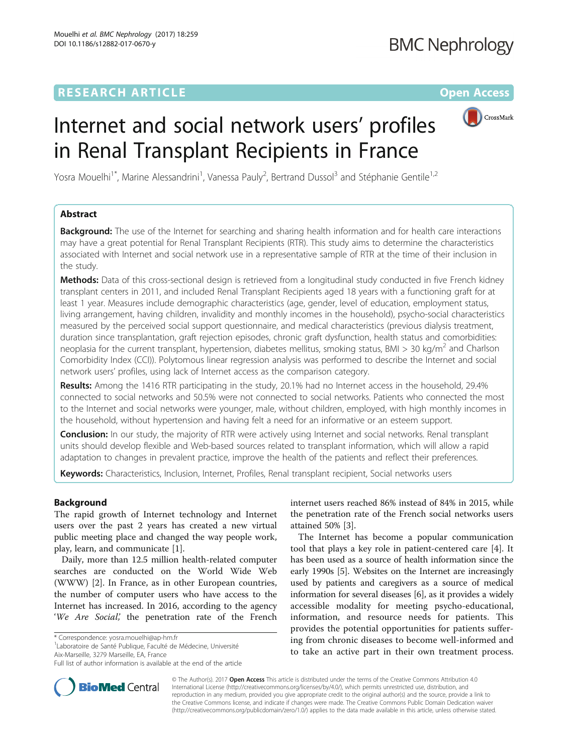RESEARCH ARTICLE Open Access

# Internet and social network users' profiles in Renal Transplant Recipients in France

Yosra Mouelhi[1*], Marine Alessandrini[1], Vanessa Pauly[2], Bertrand Dussol[3] and Stéphanie Gentile[1,2]

## Abstract

**Background:** The use of the Internet for searching and sharing health information and for health care interactions may have a great potential for Renal Transplant Recipients (RTR). This study aims to determine the characteristics associated with Internet and social network use in a representative sample of RTR at the time of their inclusion in the study.

**Methods:** Data of this cross-sectional design is retrieved from a longitudinal study conducted in five French kidney transplant centers in 2011, and included Renal Transplant Recipients aged 18 years with a functioning graft for at least 1 year. Measures include demographic characteristics (age, gender, level of education, employment status, living arrangement, having children, invalidity and monthly incomes in the household), psycho-social characteristics measured by the perceived social support questionnaire, and medical characteristics (previous dialysis treatment, duration since transplantation, graft rejection episodes, chronic graft dysfunction, health status and comorbidities: neoplasia for the current transplant, hypertension, diabetes mellitus, smoking status, BMI > 30 kg/m$^2$ and Charlson Comorbidity Index (CCI)). Polytomous linear regression analysis was performed to describe the Internet and social network users' profiles, using lack of Internet access as the comparison category.

**Results:** Among the 1416 RTR participating in the study, 20.1% had no Internet access in the household, 29.4% connected to social networks and 50.5% were not connected to social networks. Patients who connected the most to the Internet and social networks were younger, male, without children, employed, with high monthly incomes in the household, without hypertension and having felt a need for an informative or an esteem support.

**Conclusion:** In our study, the majority of RTR were actively using Internet and social networks. Renal transplant units should develop flexible and Web-based sources related to transplant information, which will allow a rapid adaptation to changes in prevalent practice, improve the health of the patients and reflect their preferences.

**Keywords:** Characteristics, Inclusion, Internet, Profiles, Renal transplant recipient, Social networks users

## Background

The rapid growth of Internet technology and Internet users over the past 2 years has created a new virtual public meeting place and changed the way people work, play, learn, and communicate [1].

Daily, more than 12.5 million health-related computer searches are conducted on the World Wide Web (WWW) [2]. In France, as in other European countries, the number of computer users who have access to the Internet has increased. In 2016, according to the agency '*We Are Social*', the penetration rate of the French internet users reached 86% instead of 84% in 2015, while the penetration rate of the French social networks users attained 50% [3].

The Internet has become a popular communication tool that plays a key role in patient-centered care [4]. It has been used as a source of health information since the early 1990s [5]. Websites on the Internet are increasingly used by patients and caregivers as a source of medical information for several diseases [6], as it provides a widely accessible modality for meeting psycho-educational, information, and resource needs for patients. This provides the potential opportunities for patients suffering from chronic diseases to become well-informed and to take an active part in their own treatment process.

\* Correspondence: yosra.mouelhi@ap-hm.fr
[1]Laboratoire de Santé Publique, Faculté de Médecine, Université Aix-Marseille, 3279 Marseille, EA, France
Full list of author information is available at the end of the article

© The Author(s). 2017 **Open Access** This article is distributed under the terms of the Creative Commons Attribution 4.0 International License (http://creativecommons.org/licenses/by/4.0/), which permits unrestricted use, distribution, and reproduction in any medium, provided you give appropriate credit to the original author(s) and the source, provide a link to the Creative Commons license, and indicate if changes were made. The Creative Commons Public Domain Dedication waiver (http://creativecommons.org/publicdomain/zero/1.0/) applies to the data made available in this article, unless otherwise stated.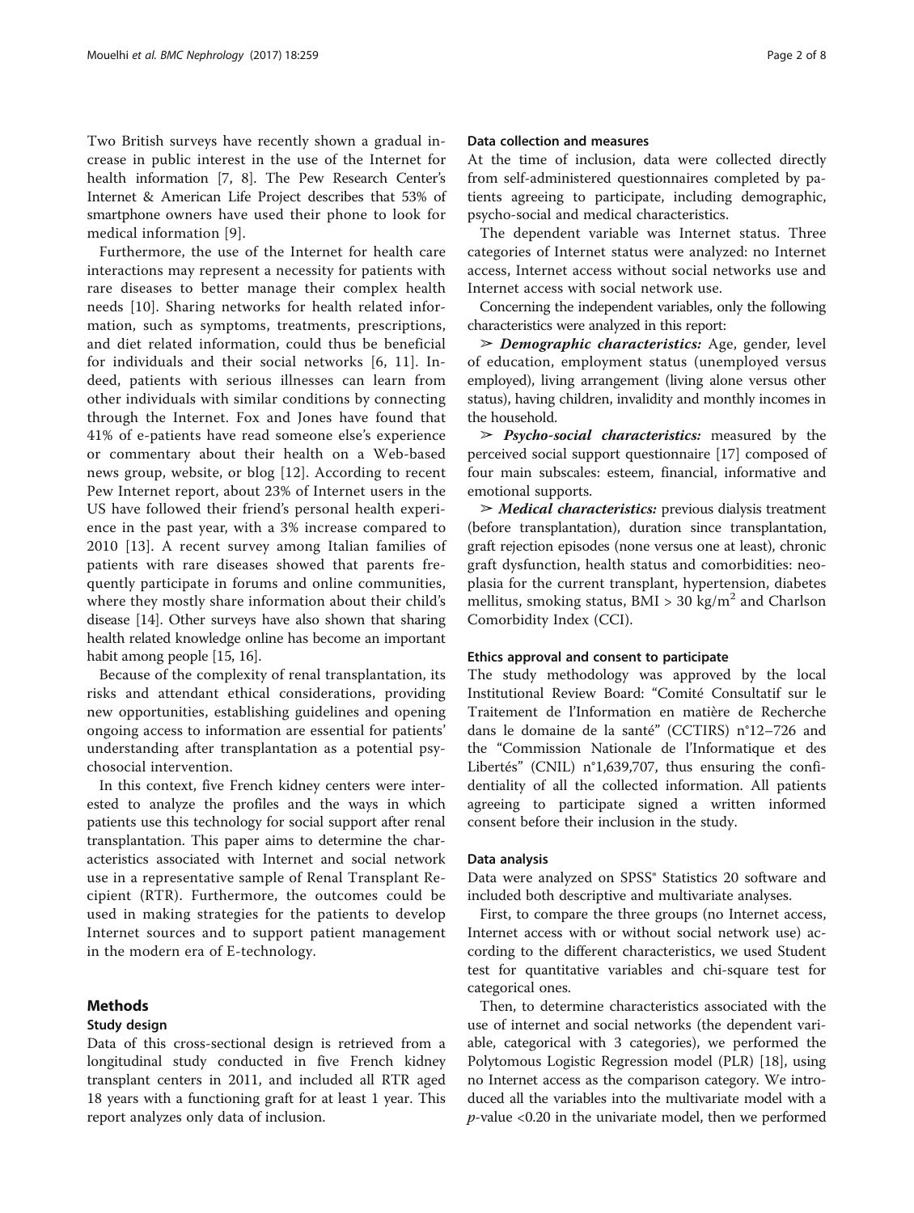Two British surveys have recently shown a gradual increase in public interest in the use of the Internet for health information [7, 8]. The Pew Research Center's Internet & American Life Project describes that 53% of smartphone owners have used their phone to look for medical information [9].

Furthermore, the use of the Internet for health care interactions may represent a necessity for patients with rare diseases to better manage their complex health needs [10]. Sharing networks for health related information, such as symptoms, treatments, prescriptions, and diet related information, could thus be beneficial for individuals and their social networks [6, 11]. Indeed, patients with serious illnesses can learn from other individuals with similar conditions by connecting through the Internet. Fox and Jones have found that 41% of e-patients have read someone else's experience or commentary about their health on a Web-based news group, website, or blog [12]. According to recent Pew Internet report, about 23% of Internet users in the US have followed their friend's personal health experience in the past year, with a 3% increase compared to 2010 [13]. A recent survey among Italian families of patients with rare diseases showed that parents frequently participate in forums and online communities, where they mostly share information about their child's disease [14]. Other surveys have also shown that sharing health related knowledge online has become an important habit among people [15, 16].

Because of the complexity of renal transplantation, its risks and attendant ethical considerations, providing new opportunities, establishing guidelines and opening ongoing access to information are essential for patients' understanding after transplantation as a potential psychosocial intervention.

In this context, five French kidney centers were interested to analyze the profiles and the ways in which patients use this technology for social support after renal transplantation. This paper aims to determine the characteristics associated with Internet and social network use in a representative sample of Renal Transplant Recipient (RTR). Furthermore, the outcomes could be used in making strategies for the patients to develop Internet sources and to support patient management in the modern era of E-technology.

## Methods

### Study design

Data of this cross-sectional design is retrieved from a longitudinal study conducted in five French kidney transplant centers in 2011, and included all RTR aged 18 years with a functioning graft for at least 1 year. This report analyzes only data of inclusion.

### Data collection and measures

At the time of inclusion, data were collected directly from self-administered questionnaires completed by patients agreeing to participate, including demographic, psycho-social and medical characteristics.

The dependent variable was Internet status. Three categories of Internet status were analyzed: no Internet access, Internet access without social networks use and Internet access with social network use.

Concerning the independent variables, only the following characteristics were analyzed in this report:

➢ ***Demographic characteristics:*** Age, gender, level of education, employment status (unemployed versus employed), living arrangement (living alone versus other status), having children, invalidity and monthly incomes in the household.

➢ ***Psycho-social characteristics:*** measured by the perceived social support questionnaire [17] composed of four main subscales: esteem, financial, informative and emotional supports.

➢ ***Medical characteristics:*** previous dialysis treatment (before transplantation), duration since transplantation, graft rejection episodes (none versus one at least), chronic graft dysfunction, health status and comorbidities: neoplasia for the current transplant, hypertension, diabetes mellitus, smoking status, BMI > 30 kg/m$^2$ and Charlson Comorbidity Index (CCI).

### Ethics approval and consent to participate

The study methodology was approved by the local Institutional Review Board: "Comité Consultatif sur le Traitement de l'Information en matière de Recherche dans le domaine de la santé" (CCTIRS) n°12–726 and the "Commission Nationale de l'Informatique et des Libertés" (CNIL) n°1,639,707, thus ensuring the confidentiality of all the collected information. All patients agreeing to participate signed a written informed consent before their inclusion in the study.

### Data analysis

Data were analyzed on SPSS® Statistics 20 software and included both descriptive and multivariate analyses.

First, to compare the three groups (no Internet access, Internet access with or without social network use) according to the different characteristics, we used Student test for quantitative variables and chi-square test for categorical ones.

Then, to determine characteristics associated with the use of internet and social networks (the dependent variable, categorical with 3 categories), we performed the Polytomous Logistic Regression model (PLR) [18], using no Internet access as the comparison category. We introduced all the variables into the multivariate model with a $p$-value <0.20 in the univariate model, then we performed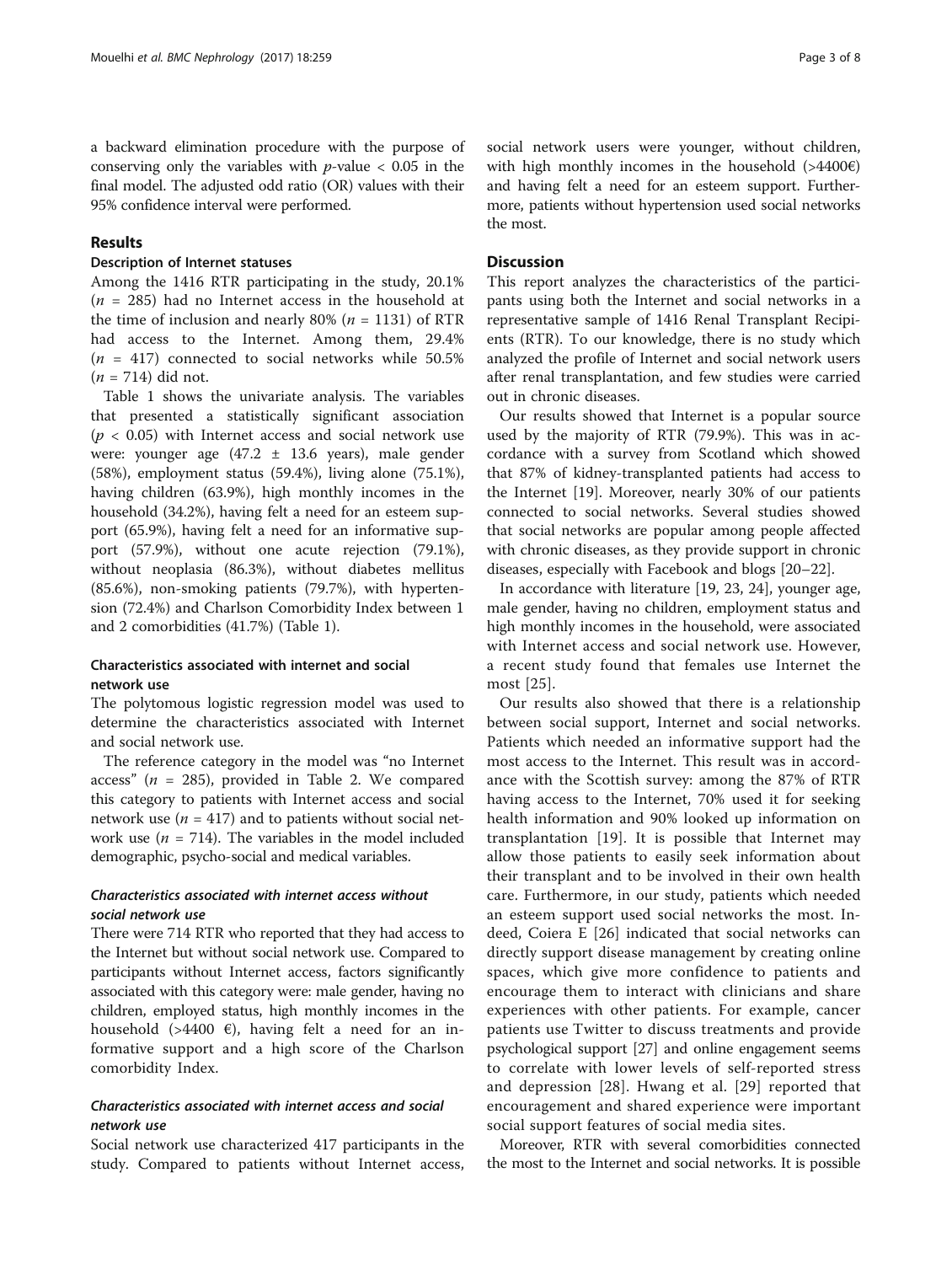a backward elimination procedure with the purpose of conserving only the variables with $p$-value $< 0.05$ in the final model. The adjusted odd ratio (OR) values with their 95% confidence interval were performed.

## Results

### Description of Internet statuses

Among the 1416 RTR participating in the study, 20.1% ($n = 285$) had no Internet access in the household at the time of inclusion and nearly 80% ($n = 1131$) of RTR had access to the Internet. Among them, 29.4% ($n = 417$) connected to social networks while 50.5% ($n = 714$) did not.

Table 1 shows the univariate analysis. The variables that presented a statistically significant association ($p < 0.05$) with Internet access and social network use were: younger age (47.2 ± 13.6 years), male gender (58%), employment status (59.4%), living alone (75.1%), having children (63.9%), high monthly incomes in the household (34.2%), having felt a need for an esteem support (65.9%), having felt a need for an informative support (57.9%), without one acute rejection (79.1%), without neoplasia (86.3%), without diabetes mellitus (85.6%), non-smoking patients (79.7%), with hypertension (72.4%) and Charlson Comorbidity Index between 1 and 2 comorbidities (41.7%) (Table 1).

### Characteristics associated with internet and social network use

The polytomous logistic regression model was used to determine the characteristics associated with Internet and social network use.

The reference category in the model was "no Internet access" ($n = 285$), provided in Table 2. We compared this category to patients with Internet access and social network use ($n = 417$) and to patients without social network use ($n = 714$). The variables in the model included demographic, psycho-social and medical variables.

#### *Characteristics associated with internet access without social network use*

There were 714 RTR who reported that they had access to the Internet but without social network use. Compared to participants without Internet access, factors significantly associated with this category were: male gender, having no children, employed status, high monthly incomes in the household (>4400 €), having felt a need for an informative support and a high score of the Charlson comorbidity Index.

#### *Characteristics associated with internet access and social network use*

Social network use characterized 417 participants in the study. Compared to patients without Internet access, social network users were younger, without children, with high monthly incomes in the household (>4400€) and having felt a need for an esteem support. Furthermore, patients without hypertension used social networks the most.

## Discussion

This report analyzes the characteristics of the participants using both the Internet and social networks in a representative sample of 1416 Renal Transplant Recipients (RTR). To our knowledge, there is no study which analyzed the profile of Internet and social network users after renal transplantation, and few studies were carried out in chronic diseases.

Our results showed that Internet is a popular source used by the majority of RTR (79.9%). This was in accordance with a survey from Scotland which showed that 87% of kidney-transplanted patients had access to the Internet [19]. Moreover, nearly 30% of our patients connected to social networks. Several studies showed that social networks are popular among people affected with chronic diseases, as they provide support in chronic diseases, especially with Facebook and blogs [20–22].

In accordance with literature [19, 23, 24], younger age, male gender, having no children, employment status and high monthly incomes in the household, were associated with Internet access and social network use. However, a recent study found that females use Internet the most [25].

Our results also showed that there is a relationship between social support, Internet and social networks. Patients which needed an informative support had the most access to the Internet. This result was in accordance with the Scottish survey: among the 87% of RTR having access to the Internet, 70% used it for seeking health information and 90% looked up information on transplantation [19]. It is possible that Internet may allow those patients to easily seek information about their transplant and to be involved in their own health care. Furthermore, in our study, patients which needed an esteem support used social networks the most. Indeed, Coiera E [26] indicated that social networks can directly support disease management by creating online spaces, which give more confidence to patients and encourage them to interact with clinicians and share experiences with other patients. For example, cancer patients use Twitter to discuss treatments and provide psychological support [27] and online engagement seems to correlate with lower levels of self-reported stress and depression [28]. Hwang et al. [29] reported that encouragement and shared experience were important social support features of social media sites.

Moreover, RTR with several comorbidities connected the most to the Internet and social networks. It is possible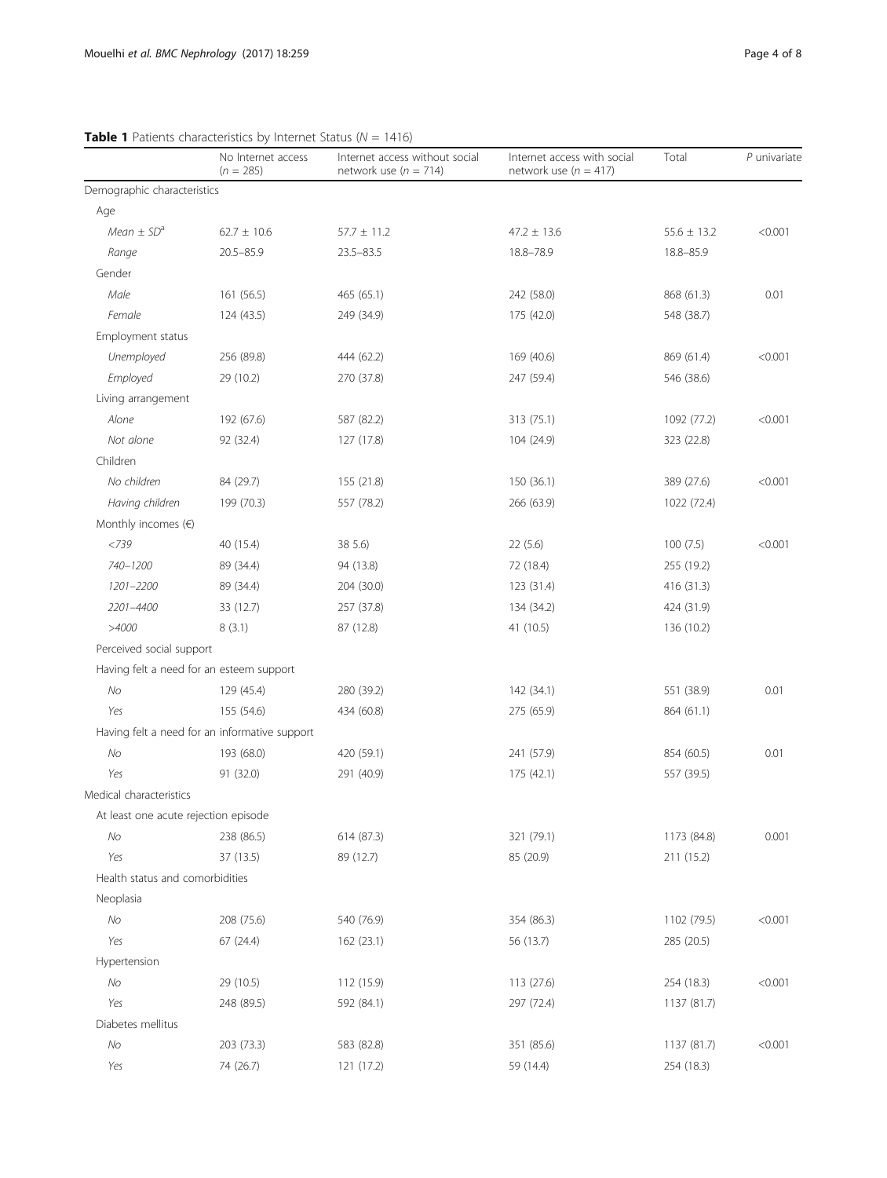**Table 1** Patients characteristics by Internet Status ($N$ = 1416)

| | No Internet access ($n$ = 285) | Internet access without social network use ($n$ = 714) | Internet access with social network use ($n$ = 417) | Total | $P$ univariate |
|---|---|---|---|---|---|
| Demographic characteristics | | | | | |
| Age | | | | | |
| *Mean ± SD*[a] | 62.7 ± 10.6 | 57.7 ± 11.2 | 47.2 ± 13.6 | 55.6 ± 13.2 | <0.001 |
| *Range* | 20.5–85.9 | 23.5–83.5 | 18.8–78.9 | 18.8–85.9 | |
| Gender | | | | | |
| *Male* | 161 (56.5) | 465 (65.1) | 242 (58.0) | 868 (61.3) | 0.01 |
| *Female* | 124 (43.5) | 249 (34.9) | 175 (42.0) | 548 (38.7) | |
| Employment status | | | | | |
| *Unemployed* | 256 (89.8) | 444 (62.2) | 169 (40.6) | 869 (61.4) | <0.001 |
| *Employed* | 29 (10.2) | 270 (37.8) | 247 (59.4) | 546 (38.6) | |
| Living arrangement | | | | | |
| *Alone* | 192 (67.6) | 587 (82.2) | 313 (75.1) | 1092 (77.2) | <0.001 |
| *Not alone* | 92 (32.4) | 127 (17.8) | 104 (24.9) | 323 (22.8) | |
| Children | | | | | |
| *No children* | 84 (29.7) | 155 (21.8) | 150 (36.1) | 389 (27.6) | <0.001 |
| *Having children* | 199 (70.3) | 557 (78.2) | 266 (63.9) | 1022 (72.4) | |
| Monthly incomes (€) | | | | | |
| *<739* | 40 (15.4) | 38 5.6) | 22 (5.6) | 100 (7.5) | <0.001 |
| *740–1200* | 89 (34.4) | 94 (13.8) | 72 (18.4) | 255 (19.2) | |
| *1201–2200* | 89 (34.4) | 204 (30.0) | 123 (31.4) | 416 (31.3) | |
| *2201–4400* | 33 (12.7) | 257 (37.8) | 134 (34.2) | 424 (31.9) | |
| *>4000* | 8 (3.1) | 87 (12.8) | 41 (10.5) | 136 (10.2) | |
| Perceived social support | | | | | |
| Having felt a need for an esteem support | | | | | |
| *No* | 129 (45.4) | 280 (39.2) | 142 (34.1) | 551 (38.9) | 0.01 |
| *Yes* | 155 (54.6) | 434 (60.8) | 275 (65.9) | 864 (61.1) | |
| Having felt a need for an informative support | | | | | |
| *No* | 193 (68.0) | 420 (59.1) | 241 (57.9) | 854 (60.5) | 0.01 |
| *Yes* | 91 (32.0) | 291 (40.9) | 175 (42.1) | 557 (39.5) | |
| Medical characteristics | | | | | |
| At least one acute rejection episode | | | | | |
| *No* | 238 (86.5) | 614 (87.3) | 321 (79.1) | 1173 (84.8) | 0.001 |
| *Yes* | 37 (13.5) | 89 (12.7) | 85 (20.9) | 211 (15.2) | |
| Health status and comorbidities | | | | | |
| Neoplasia | | | | | |
| *No* | 208 (75.6) | 540 (76.9) | 354 (86.3) | 1102 (79.5) | <0.001 |
| *Yes* | 67 (24.4) | 162 (23.1) | 56 (13.7) | 285 (20.5) | |
| Hypertension | | | | | |
| *No* | 29 (10.5) | 112 (15.9) | 113 (27.6) | 254 (18.3) | <0.001 |
| *Yes* | 248 (89.5) | 592 (84.1) | 297 (72.4) | 1137 (81.7) | |
| Diabetes mellitus | | | | | |
| *No* | 203 (73.3) | 583 (82.8) | 351 (85.6) | 1137 (81.7) | <0.001 |
| *Yes* | 74 (26.7) | 121 (17.2) | 59 (14.4) | 254 (18.3) | |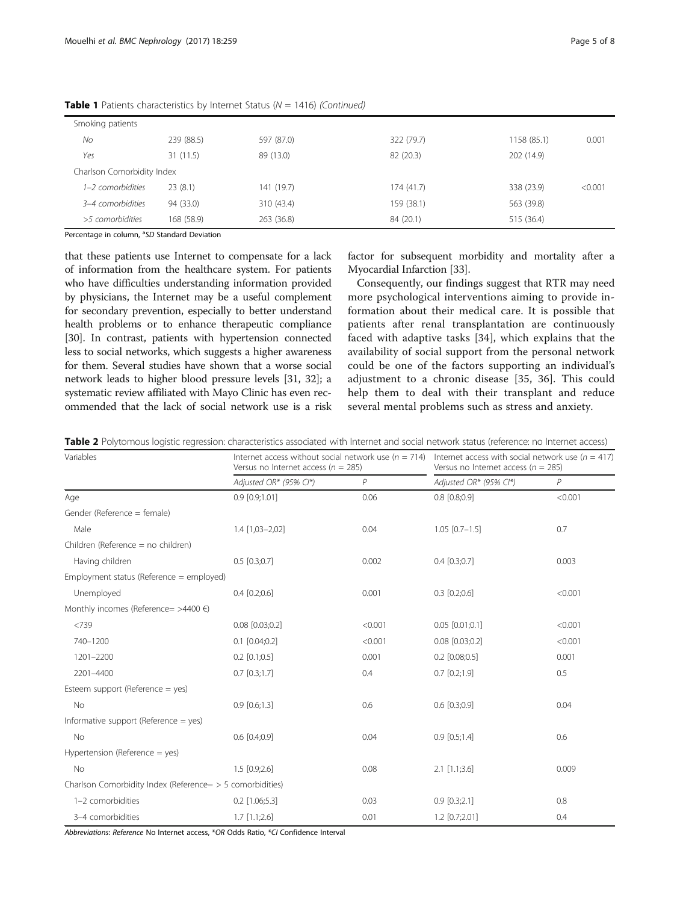**Table 1** Patients characteristics by Internet Status (*N* = 1416) *(Continued)*

| | | | | | |
|---|---|---|---|---|---|
| Smoking patients | | | | | |
| *No* | 239 (88.5) | 597 (87.0) | 322 (79.7) | 1158 (85.1) | 0.001 |
| *Yes* | 31 (11.5) | 89 (13.0) | 82 (20.3) | 202 (14.9) | |
| Charlson Comorbidity Index | | | | | |
| *1–2 comorbidities* | 23 (8.1) | 141 (19.7) | 174 (41.7) | 338 (23.9) | <0.001 |
| *3–4 comorbidities* | 94 (33.0) | 310 (43.4) | 159 (38.1) | 563 (39.8) | |
| *>5 comorbidities* | 168 (58.9) | 263 (36.8) | 84 (20.1) | 515 (36.4) | |

Percentage in column, [a]*SD* Standard Deviation

that these patients use Internet to compensate for a lack of information from the healthcare system. For patients who have difficulties understanding information provided by physicians, the Internet may be a useful complement for secondary prevention, especially to better understand health problems or to enhance therapeutic compliance [30]. In contrast, patients with hypertension connected less to social networks, which suggests a higher awareness for them. Several studies have shown that a worse social network leads to higher blood pressure levels [31, 32]; a systematic review affiliated with Mayo Clinic has even recommended that the lack of social network use is a risk factor for subsequent morbidity and mortality after a Myocardial Infarction [33].

Consequently, our findings suggest that RTR may need more psychological interventions aiming to provide information about their medical care. It is possible that patients after renal transplantation are continuously faced with adaptive tasks [34], which explains that the availability of social support from the personal network could be one of the factors supporting an individual's adjustment to a chronic disease [35, 36]. This could help them to deal with their transplant and reduce several mental problems such as stress and anxiety.

**Table 2** Polytomous logistic regression: characteristics associated with Internet and social network status (reference: no Internet access)

| Variables | Internet access without social network use (*n* = 714) Versus no Internet access (*n* = 285) | | Internet access with social network use (*n* = 417) Versus no Internet access (*n* = 285) | |
|---|---|---|---|---|
| | *Adjusted OR\* (95% CI\*)* | *P* | *Adjusted OR\* (95% CI\*)* | *P* |
| Age | 0.9 [0.9;1.01] | 0.06 | 0.8 [0.8;0.9] | <0.001 |
| Gender (Reference = female) | | | | |
| Male | 1.4 [1,03–2,02] | 0.04 | 1.05 [0.7–1.5] | 0.7 |
| Children (Reference = no children) | | | | |
| Having children | 0.5 [0.3;0.7] | 0.002 | 0.4 [0.3;0.7] | 0.003 |
| Employment status (Reference = employed) | | | | |
| Unemployed | 0.4 [0.2;0.6] | 0.001 | 0.3 [0.2;0.6] | <0.001 |
| Monthly incomes (Reference= >4400 €) | | | | |
| <739 | 0.08 [0.03;0.2] | <0.001 | 0.05 [0.01;0.1] | <0.001 |
| 740–1200 | 0.1 [0.04;0.2] | <0.001 | 0.08 [0.03;0.2] | <0.001 |
| 1201–2200 | 0.2 [0.1;0.5] | 0.001 | 0.2 [0.08;0.5] | 0.001 |
| 2201–4400 | 0.7 [0.3;1.7] | 0.4 | 0.7 [0.2;1.9] | 0.5 |
| Esteem support (Reference = yes) | | | | |
| No | 0.9 [0.6;1.3] | 0.6 | 0.6 [0.3;0.9] | 0.04 |
| Informative support (Reference = yes) | | | | |
| No | 0.6 [0.4;0.9] | 0.04 | 0.9 [0.5;1.4] | 0.6 |
| Hypertension (Reference = yes) | | | | |
| No | 1.5 [0.9;2.6] | 0.08 | 2.1 [1.1;3.6] | 0.009 |
| Charlson Comorbidity Index (Reference= > 5 comorbidities) | | | | |
| 1–2 comorbidities | 0.2 [1.06;5.3] | 0.03 | 0.9 [0.3;2.1] | 0.8 |
| 3–4 comorbidities | 1.7 [1.1;2.6] | 0.01 | 1.2 [0.7;2.01] | 0.4 |

*Abbreviations*: *Reference* No Internet access, \**OR* Odds Ratio, \**CI* Confidence Interval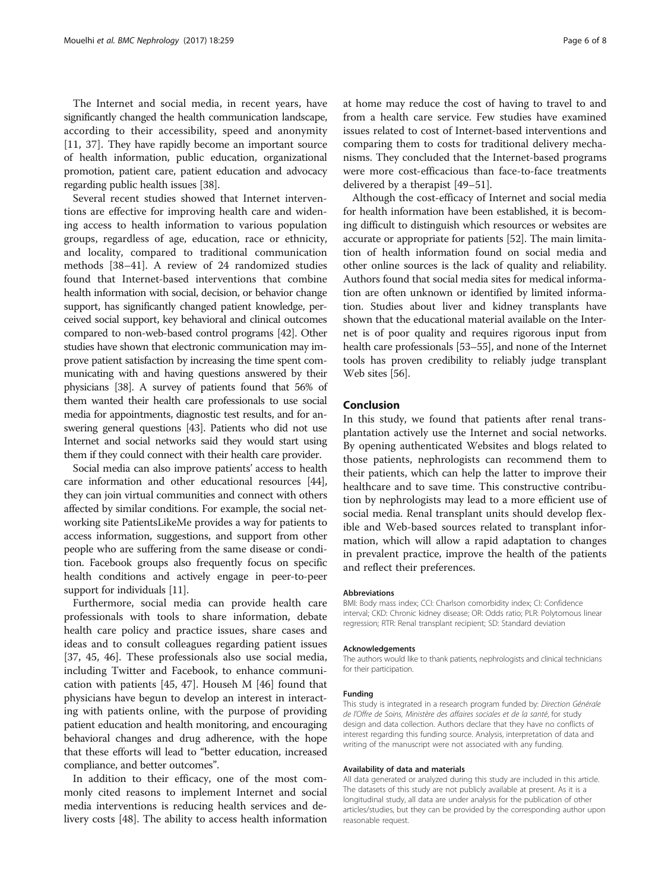The Internet and social media, in recent years, have significantly changed the health communication landscape, according to their accessibility, speed and anonymity [11, 37]. They have rapidly become an important source of health information, public education, organizational promotion, patient care, patient education and advocacy regarding public health issues [38].

Several recent studies showed that Internet interventions are effective for improving health care and widening access to health information to various population groups, regardless of age, education, race or ethnicity, and locality, compared to traditional communication methods [38–41]. A review of 24 randomized studies found that Internet-based interventions that combine health information with social, decision, or behavior change support, has significantly changed patient knowledge, perceived social support, key behavioral and clinical outcomes compared to non-web-based control programs [42]. Other studies have shown that electronic communication may improve patient satisfaction by increasing the time spent communicating with and having questions answered by their physicians [38]. A survey of patients found that 56% of them wanted their health care professionals to use social media for appointments, diagnostic test results, and for answering general questions [43]. Patients who did not use Internet and social networks said they would start using them if they could connect with their health care provider.

Social media can also improve patients' access to health care information and other educational resources [44], they can join virtual communities and connect with others affected by similar conditions. For example, the social networking site PatientsLikeMe provides a way for patients to access information, suggestions, and support from other people who are suffering from the same disease or condition. Facebook groups also frequently focus on specific health conditions and actively engage in peer-to-peer support for individuals [11].

Furthermore, social media can provide health care professionals with tools to share information, debate health care policy and practice issues, share cases and ideas and to consult colleagues regarding patient issues [37, 45, 46]. These professionals also use social media, including Twitter and Facebook, to enhance communication with patients [45, 47]. Househ M [46] found that physicians have begun to develop an interest in interacting with patients online, with the purpose of providing patient education and health monitoring, and encouraging behavioral changes and drug adherence, with the hope that these efforts will lead to "better education, increased compliance, and better outcomes".

In addition to their efficacy, one of the most commonly cited reasons to implement Internet and social media interventions is reducing health services and delivery costs [48]. The ability to access health information at home may reduce the cost of having to travel to and from a health care service. Few studies have examined issues related to cost of Internet-based interventions and comparing them to costs for traditional delivery mechanisms. They concluded that the Internet-based programs were more cost-efficacious than face-to-face treatments delivered by a therapist [49–51].

Although the cost-efficacy of Internet and social media for health information have been established, it is becoming difficult to distinguish which resources or websites are accurate or appropriate for patients [52]. The main limitation of health information found on social media and other online sources is the lack of quality and reliability. Authors found that social media sites for medical information are often unknown or identified by limited information. Studies about liver and kidney transplants have shown that the educational material available on the Internet is of poor quality and requires rigorous input from health care professionals [53–55], and none of the Internet tools has proven credibility to reliably judge transplant Web sites [56].

## Conclusion

In this study, we found that patients after renal transplantation actively use the Internet and social networks. By opening authenticated Websites and blogs related to those patients, nephrologists can recommend them to their patients, which can help the latter to improve their healthcare and to save time. This constructive contribution by nephrologists may lead to a more efficient use of social media. Renal transplant units should develop flexible and Web-based sources related to transplant information, which will allow a rapid adaptation to changes in prevalent practice, improve the health of the patients and reflect their preferences.

#### Abbreviations

BMI: Body mass index; CCI: Charlson comorbidity index; CI: Confidence interval; CKD: Chronic kidney disease; OR: Odds ratio; PLR: Polytomous linear regression; RTR: Renal transplant recipient; SD: Standard deviation

#### Acknowledgements

The authors would like to thank patients, nephrologists and clinical technicians for their participation.

#### Funding

This study is integrated in a research program funded by: *Direction Générale de l'Offre de Soins, Ministère des affaires sociales et de la santé*, for study design and data collection. Authors declare that they have no conflicts of interest regarding this funding source. Analysis, interpretation of data and writing of the manuscript were not associated with any funding.

#### Availability of data and materials

All data generated or analyzed during this study are included in this article. The datasets of this study are not publicly available at present. As it is a longitudinal study, all data are under analysis for the publication of other articles/studies, but they can be provided by the corresponding author upon reasonable request.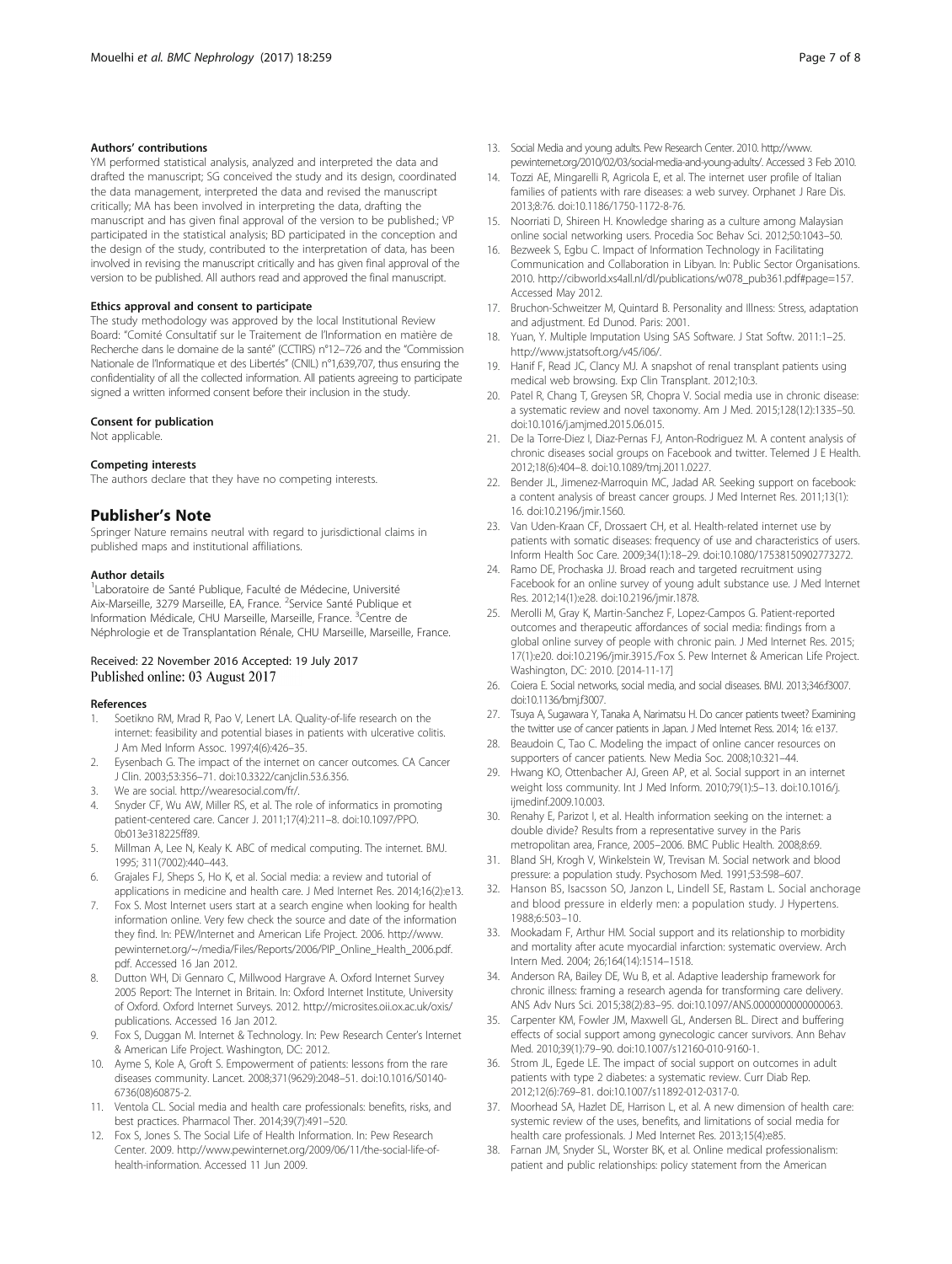#### Authors' contributions

YM performed statistical analysis, analyzed and interpreted the data and drafted the manuscript; SG conceived the study and its design, coordinated the data management, interpreted the data and revised the manuscript critically; MA has been involved in interpreting the data, drafting the manuscript and has given final approval of the version to be published.; VP participated in the statistical analysis; BD participated in the conception and the design of the study, contributed to the interpretation of data, has been involved in revising the manuscript critically and has given final approval of the version to be published. All authors read and approved the final manuscript.

#### Ethics approval and consent to participate

The study methodology was approved by the local Institutional Review Board: "Comité Consultatif sur le Traitement de l'Information en matière de Recherche dans le domaine de la santé" (CCTIRS) n°12–726 and the "Commission Nationale de l'Informatique et des Libertés" (CNIL) n°1,639,707, thus ensuring the confidentiality of all the collected information. All patients agreeing to participate signed a written informed consent before their inclusion in the study.

#### Consent for publication

Not applicable.

#### Competing interests

The authors declare that they have no competing interests.

## Publisher's Note

Springer Nature remains neutral with regard to jurisdictional claims in published maps and institutional affiliations.

#### Author details

[1]Laboratoire de Santé Publique, Faculté de Médecine, Université Aix-Marseille, 3279 Marseille, EA, France. [2]Service Santé Publique et Information Médicale, CHU Marseille, Marseille, France. [3]Centre de Néphrologie et de Transplantation Rénale, CHU Marseille, Marseille, France.

Received: 22 November 2016 Accepted: 19 July 2017
Published online: 03 August 2017

#### References

1. Soetikno RM, Mrad R, Pao V, Lenert LA. Quality-of-life research on the internet: feasibility and potential biases in patients with ulcerative colitis. J Am Med Inform Assoc. 1997;4(6):426–35.
2. Eysenbach G. The impact of the internet on cancer outcomes. CA Cancer J Clin. 2003;53:356–71. doi:10.3322/canjclin.53.6.356.
3. We are social. http://wearesocial.com/fr/.
4. Snyder CF, Wu AW, Miller RS, et al. The role of informatics in promoting patient-centered care. Cancer J. 2011;17(4):211–8. doi:10.1097/PPO.0b013e318225ff89.
5. Millman A, Lee N, Kealy K. ABC of medical computing. The internet. BMJ. 1995; 311(7002):440–443.
6. Grajales FJ, Sheps S, Ho K, et al. Social media: a review and tutorial of applications in medicine and health care. J Med Internet Res. 2014;16(2):e13.
7. Fox S. Most Internet users start at a search engine when looking for health information online. Very few check the source and date of the information they find. In: PEW/Internet and American Life Project. 2006. http://www.pewinternet.org/~/media/Files/Reports/2006/PIP_Online_Health_2006.pdf.pdf. Accessed 16 Jan 2012.
8. Dutton WH, Di Gennaro C, Millwood Hargrave A. Oxford Internet Survey 2005 Report: The Internet in Britain. In: Oxford Internet Institute, University of Oxford. Oxford Internet Surveys. 2012. http://microsites.oii.ox.ac.uk/oxis/publications. Accessed 16 Jan 2012.
9. Fox S, Duggan M. Internet & Technology. In: Pew Research Center's Internet & American Life Project. Washington, DC: 2012.
10. Ayme S, Kole A, Groft S. Empowerment of patients: lessons from the rare diseases community. Lancet. 2008;371(9629):2048–51. doi:10.1016/S0140-6736(08)60875-2.
11. Ventola CL. Social media and health care professionals: benefits, risks, and best practices. Pharmacol Ther. 2014;39(7):491–520.
12. Fox S, Jones S. The Social Life of Health Information. In: Pew Research Center. 2009. http://www.pewinternet.org/2009/06/11/the-social-life-of-health-information. Accessed 11 Jun 2009.
13. Social Media and young adults. Pew Research Center. 2010. http://www.pewinternet.org/2010/02/03/social-media-and-young-adults/. Accessed 3 Feb 2010.
14. Tozzi AE, Mingarelli R, Agricola E, et al. The internet user profile of Italian families of patients with rare diseases: a web survey. Orphanet J Rare Dis. 2013;8:76. doi:10.1186/1750-1172-8-76.
15. Noorriati D, Shireen H. Knowledge sharing as a culture among Malaysian online social networking users. Procedia Soc Behav Sci. 2012;50:1043–50.
16. Bezweek S, Egbu C. Impact of Information Technology in Facilitating Communication and Collaboration in Libyan. In: Public Sector Organisations. 2010. http://cibworld.xs4all.nl/dl/publications/w078_pub361.pdf#page=157. Accessed May 2012.
17. Bruchon-Schweitzer M, Quintard B. Personality and Illness: Stress, adaptation and adjustment. Ed Dunod. Paris: 2001.
18. Yuan, Y. Multiple Imputation Using SAS Software. J Stat Softw. 2011:1–25. http://www.jstatsoft.org/v45/i06/.
19. Hanif F, Read JC, Clancy MJ. A snapshot of renal transplant patients using medical web browsing. Exp Clin Transplant. 2012;10:3.
20. Patel R, Chang T, Greysen SR, Chopra V. Social media use in chronic disease: a systematic review and novel taxonomy. Am J Med. 2015;128(12):1335–50. doi:10.1016/j.amjmed.2015.06.015.
21. De la Torre-Diez I, Diaz-Pernas FJ, Anton-Rodriguez M. A content analysis of chronic diseases social groups on Facebook and twitter. Telemed J E Health. 2012;18(6):404–8. doi:10.1089/tmj.2011.0227.
22. Bender JL, Jimenez-Marroquin MC, Jadad AR. Seeking support on facebook: a content analysis of breast cancer groups. J Med Internet Res. 2011;13(1):16. doi:10.2196/jmir.1560.
23. Van Uden-Kraan CF, Drossaert CH, et al. Health-related internet use by patients with somatic diseases: frequency of use and characteristics of users. Inform Health Soc Care. 2009;34(1):18–29. doi:10.1080/17538150902773272.
24. Ramo DE, Prochaska JJ. Broad reach and targeted recruitment using Facebook for an online survey of young adult substance use. J Med Internet Res. 2012;14(1):e28. doi:10.2196/jmir.1878.
25. Merolli M, Gray K, Martin-Sanchez F, Lopez-Campos G. Patient-reported outcomes and therapeutic affordances of social media: findings from a global online survey of people with chronic pain. J Med Internet Res. 2015; 17(1):e20. doi:10.2196/jmir.3915./Fox S. Pew Internet & American Life Project. Washington, DC: 2010. [2014-11-17]
26. Coiera E. Social networks, social media, and social diseases. BMJ. 2013;346:f3007. doi:10.1136/bmj.f3007.
27. Tsuya A, Sugawara Y, Tanaka A, Narimatsu H. Do cancer patients tweet? Examining the twitter use of cancer patients in Japan. J Med Internet Ress. 2014; 16: e137.
28. Beaudoin C, Tao C. Modeling the impact of online cancer resources on supporters of cancer patients. New Media Soc. 2008;10:321–44.
29. Hwang KO, Ottenbacher AJ, Green AP, et al. Social support in an internet weight loss community. Int J Med Inform. 2010;79(1):5–13. doi:10.1016/j.ijmedinf.2009.10.003.
30. Renahy E, Parizot I, et al. Health information seeking on the internet: a double divide? Results from a representative survey in the Paris metropolitan area, France, 2005–2006. BMC Public Health. 2008;8:69.
31. Bland SH, Krogh V, Winkelstein W, Trevisan M. Social network and blood pressure: a population study. Psychosom Med. 1991;53:598–607.
32. Hanson BS, Isacsson SO, Janzon L, Lindell SE, Rastam L. Social anchorage and blood pressure in elderly men: a population study. J Hypertens. 1988;6:503–10.
33. Mookadam F, Arthur HM. Social support and its relationship to morbidity and mortality after acute myocardial infarction: systematic overview. Arch Intern Med. 2004; 26;164(14):1514–1518.
34. Anderson RA, Bailey DE, Wu B, et al. Adaptive leadership framework for chronic illness: framing a research agenda for transforming care delivery. ANS Adv Nurs Sci. 2015;38(2):83–95. doi:10.1097/ANS.0000000000000063.
35. Carpenter KM, Fowler JM, Maxwell GL, Andersen BL. Direct and buffering effects of social support among gynecologic cancer survivors. Ann Behav Med. 2010;39(1):79–90. doi:10.1007/s12160-010-9160-1.
36. Strom JL, Egede LE. The impact of social support on outcomes in adult patients with type 2 diabetes: a systematic review. Curr Diab Rep. 2012;12(6):769–81. doi:10.1007/s11892-012-0317-0.
37. Moorhead SA, Hazlet DE, Harrison L, et al. A new dimension of health care: systemic review of the uses, benefits, and limitations of social media for health care professionals. J Med Internet Res. 2013;15(4):e85.
38. Farnan JM, Snyder SL, Worster BK, et al. Online medical professionalism: patient and public relationships: policy statement from the American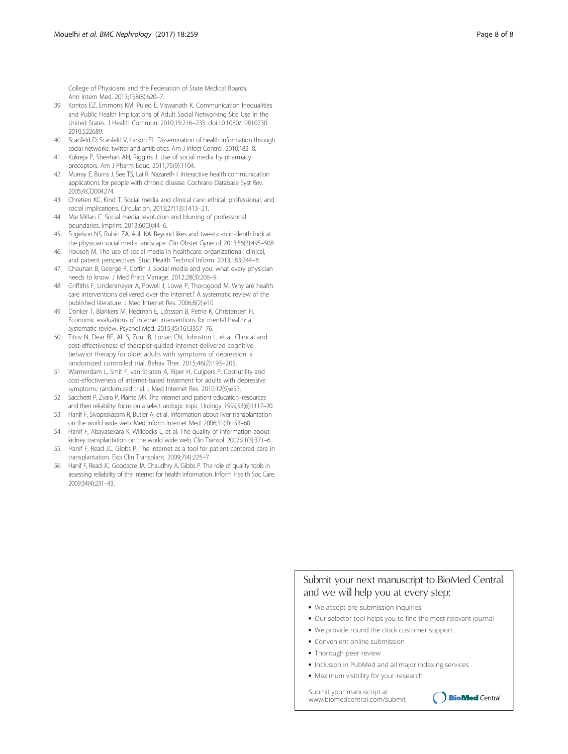College of Physicians and the Federation of State Medical Boards. Ann Intern Med. 2013;158(8):620–7.

39. Kontos EZ, Emmons KM, Puleo E, Viswanath K. Communication Inequalities and Public Health Implications of Adult Social Networking Site Use in the United States. J Health Commun. 2010;15:216–235. doi:10.1080/10810730.2010.522689.
40. Scanfeld D, Scanfeld V, Larson EL. Dissemination of health information through social networks: twitter and antibiotics. Am J Infect Control. 2010:182–8.
41. Kukreja P, Sheehan AH, Riggins J. Use of social media by pharmacy preceptors. Am J Pharm Educ. 2011;75(9):1104.
42. Murray E, Burns J, See TS, Lai R, Nazareth I. Interactive health communication applications for people with chronic disease. Cochrane Database Syst Rev. 2005;4:CD004274.
43. Chretien KC, Kind T. Social media and clinical care: ethical, professional, and social implications. Circulation. 2013;27(13):1413–21.
44. MacMillan C. Social media revolution and blurring of professional boundaries. Imprint. 2013;60(3):44–6.
45. Fogelson NS, Rubin ZA, Ault KA. Beyond likes and tweets: an in-depth look at the physician social media landscape. Clin Obstet Gynecol. 2013;56(3):495–508.
46. Househ M. The use of social media in healthcare: organizational, clinical, and patient perspectives. Stud Health Technol Inform. 2013;183:244–8.
47. Chauhan B, George R, Coffin J. Social media and you: what every physician needs to know. J Med Pract Manage. 2012;28(3):206–9.
48. Griffiths F, Lindenmeyer A, Powell J, Lowe P, Thorogood M. Why are health care interventions delivered over the internet? A systematic review of the published literature. J Med Internet Res. 2006;8(2):e10.
49. Donker T, Blankers M, Hedman E, Ljótsson B, Petrie K, Christensen H. Economic evaluations of internet interventions for mental health: a systematic review. Psychol Med. 2015;45(16):3357–76.
50. Titov N, Dear BF, Ali S, Zou JB, Lorian CN, Johnston L, et al. Clinical and cost-effectiveness of therapist-guided internet-delivered cognitive behavior therapy for older adults with symptoms of depression: a randomized controlled trial. Behav Ther. 2015;46(2):193–205.
51. Warmerdam L, Smit F, van Straten A, Riper H, Cuijpers P. Cost-utility and cost-effectiveness of internet-based treatment for adults with depressive symptoms: randomized trial. J Med Internet Res. 2010;12(5):e53.
52. Sacchetti P, Zvara P, Plante MK. The internet and patient education–resources and their reliability: focus on a select urologic topic. Urology. 1999;53(6):1117–20.
53. Hanif F, Sivaprakasam R, Butler A, et al. Information about liver transplantation on the world wide web. Med Inform Internet Med. 2006;31(3):153–60.
54. Hanif F, Abayasekara K, Willcocks L, et al. The quality of information about kidney transplantation on the world wide web. Clin Transpl. 2007;21(3):371–6.
55. Hanif F, Read JC, Gibbs P. The internet as a tool for patient-centered care in transplantation. Exp Clin Transplant. 2009;7(4):225–7.
56. Hanif F, Read JC, Goodacre JA, Chaudhry A, Gibbs P. The role of quality tools in assessing reliability of the internet for health information. Inform Health Soc Care. 2009;34(4):231–43.

Submit your next manuscript to BioMed Central and we will help you at every step:

- We accept pre-submission inquiries
- Our selector tool helps you to find the most relevant journal
- We provide round the clock customer support
- Convenient online submission
- Thorough peer review
- Inclusion in PubMed and all major indexing services
- Maximum visibility for your research

Submit your manuscript at www.biomedcentral.com/submit

BioMed Central